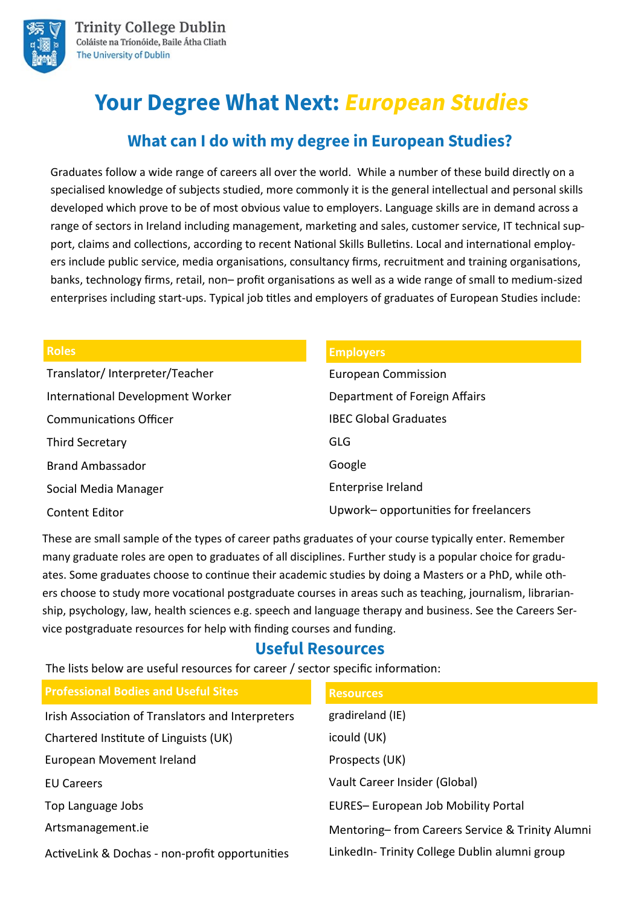Trinity College Dublin
Coláiste na Tríonóide, Baile Átha Cliath
The University of Dublin

# Your Degree What Next: *European Studies*

## What can I do with my degree in European Studies?

Graduates follow a wide range of careers all over the world. While a number of these build directly on a specialised knowledge of subjects studied, more commonly it is the general intellectual and personal skills developed which prove to be of most obvious value to employers. Language skills are in demand across a range of sectors in Ireland including management, marketing and sales, customer service, IT technical support, claims and collections, according to recent National Skills Bulletins. Local and international employers include public service, media organisations, consultancy firms, recruitment and training organisations, banks, technology firms, retail, non– profit organisations as well as a wide range of small to medium-sized enterprises including start-ups. Typical job titles and employers of graduates of European Studies include:

| Roles | Employers |
| --- | --- |
| Translator/ Interpreter/Teacher | European Commission |
| International Development Worker | Department of Foreign Affairs |
| Communications Officer | IBEC Global Graduates |
| Third Secretary | GLG |
| Brand Ambassador | Google |
| Social Media Manager | Enterprise Ireland |
| Content Editor | Upwork– opportunities for freelancers |

These are small sample of the types of career paths graduates of your course typically enter. Remember many graduate roles are open to graduates of all disciplines. Further study is a popular choice for graduates. Some graduates choose to continue their academic studies by doing a Masters or a PhD, while others choose to study more vocational postgraduate courses in areas such as teaching, journalism, librarianship, psychology, law, health sciences e.g. speech and language therapy and business. See the Careers Service postgraduate resources for help with finding courses and funding.

## Useful Resources

The lists below are useful resources for career / sector specific information:

| Professional Bodies and Useful Sites | Resources |
| --- | --- |
| Irish Association of Translators and Interpreters | gradireland (IE) |
| Chartered Institute of Linguists (UK) | icould (UK) |
| European Movement Ireland | Prospects (UK) |
| EU Careers | Vault Career Insider (Global) |
| Top Language Jobs | EURES– European Job Mobility Portal |
| Artsmanagement.ie | Mentoring– from Careers Service & Trinity Alumni |
| ActiveLink & Dochas - non-profit opportunities | LinkedIn- Trinity College Dublin alumni group |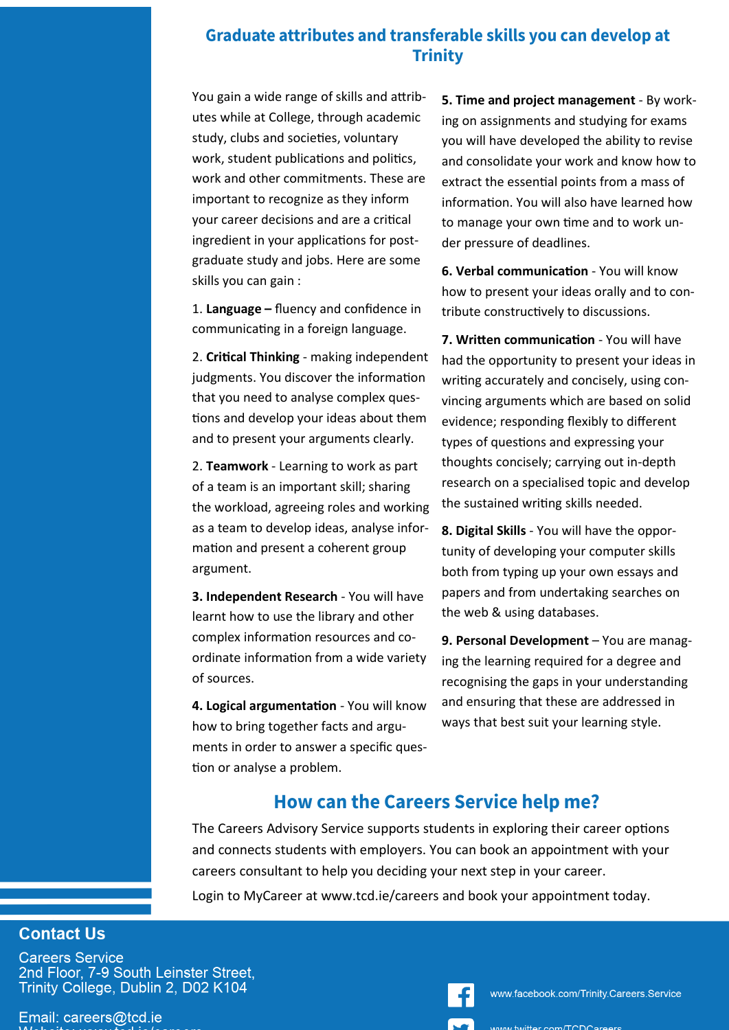## Graduate attributes and transferable skills you can develop at Trinity

You gain a wide range of skills and attributes while at College, through academic study, clubs and societies, voluntary work, student publications and politics, work and other commitments. These are important to recognize as they inform your career decisions and are a critical ingredient in your applications for postgraduate study and jobs. Here are some skills you can gain :

1. **Language –** fluency and confidence in communicating in a foreign language.

2. **Critical Thinking** - making independent judgments. You discover the information that you need to analyse complex questions and develop your ideas about them and to present your arguments clearly.

2. **Teamwork** - Learning to work as part of a team is an important skill; sharing the workload, agreeing roles and working as a team to develop ideas, analyse information and present a coherent group argument.

**3. Independent Research** - You will have learnt how to use the library and other complex information resources and co-ordinate information from a wide variety of sources.

**4. Logical argumentation** - You will know how to bring together facts and arguments in order to answer a specific question or analyse a problem.

**5. Time and project management** - By working on assignments and studying for exams you will have developed the ability to revise and consolidate your work and know how to extract the essential points from a mass of information. You will also have learned how to manage your own time and to work under pressure of deadlines.

**6. Verbal communication** - You will know how to present your ideas orally and to contribute constructively to discussions.

**7. Written communication** - You will have had the opportunity to present your ideas in writing accurately and concisely, using convincing arguments which are based on solid evidence; responding flexibly to different types of questions and expressing your thoughts concisely; carrying out in-depth research on a specialised topic and develop the sustained writing skills needed.

**8. Digital Skills** - You will have the opportunity of developing your computer skills both from typing up your own essays and papers and from undertaking searches on the web & using databases.

**9. Personal Development** – You are managing the learning required for a degree and recognising the gaps in your understanding and ensuring that these are addressed in ways that best suit your learning style.

## How can the Careers Service help me?

The Careers Advisory Service supports students in exploring their career options and connects students with employers. You can book an appointment with your careers consultant to help you deciding your next step in your career.

Login to MyCareer at www.tcd.ie/careers and book your appointment today.

### Contact Us

Careers Service
2nd Floor, 7-9 South Leinster Street,
Trinity College, Dublin 2, D02 K104

Email: careers@tcd.ie
Website: www.tcd.ie/careers

www.facebook.com/Trinity.Careers.Service

www.twitter.com/TCDCareers